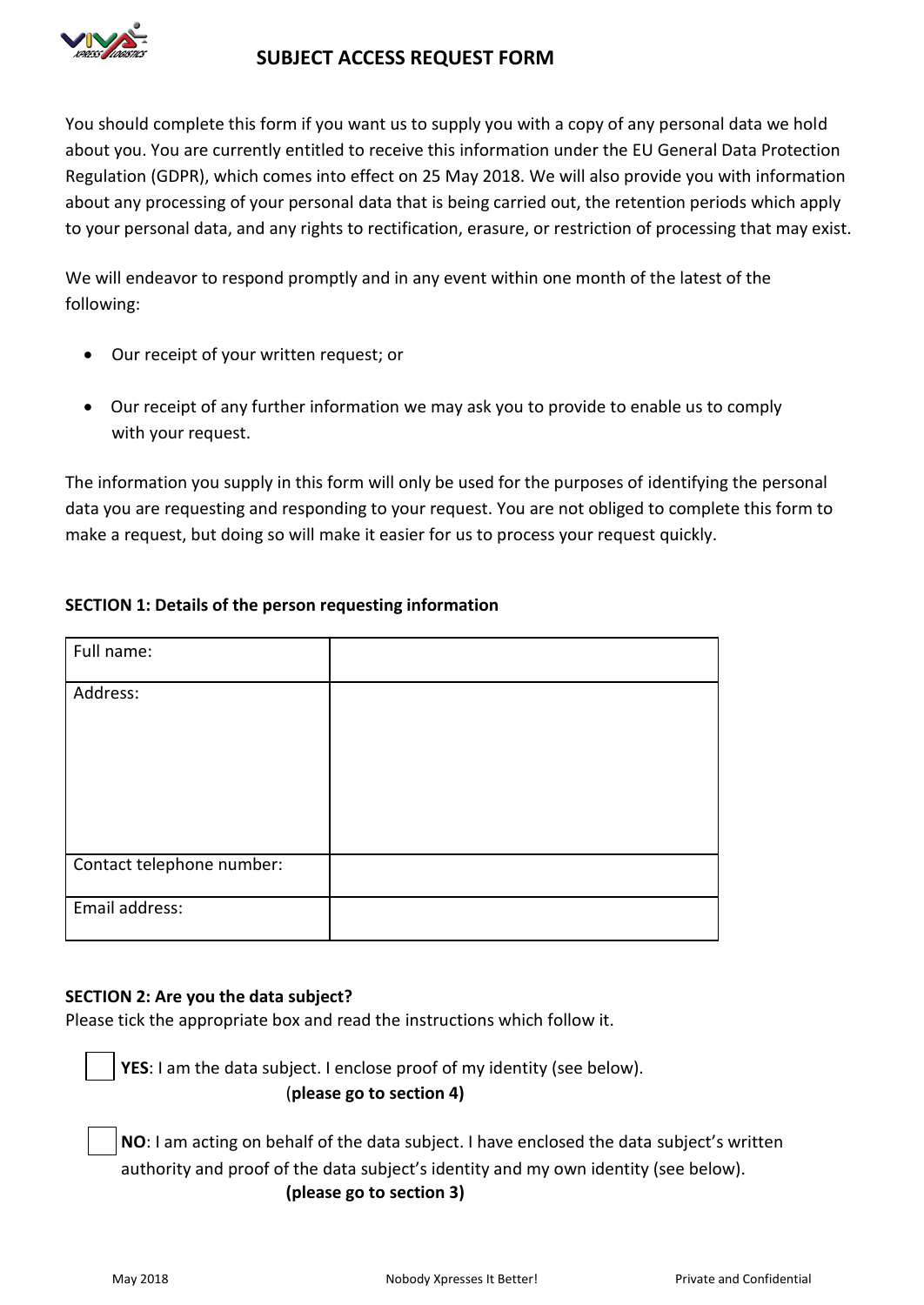# SUBJECT ACCESS REQUEST FORM

You should complete this form if you want us to supply you with a copy of any personal data we hold about you. You are currently entitled to receive this information under the EU General Data Protection Regulation (GDPR), which comes into effect on 25 May 2018. We will also provide you with information about any processing of your personal data that is being carried out, the retention periods which apply to your personal data, and any rights to rectification, erasure, or restriction of processing that may exist.

We will endeavor to respond promptly and in any event within one month of the latest of the following:

- Our receipt of your written request; or
- Our receipt of any further information we may ask you to provide to enable us to comply with your request.

The information you supply in this form will only be used for the purposes of identifying the personal data you are requesting and responding to your request. You are not obliged to complete this form to make a request, but doing so will make it easier for us to process your request quickly.

**SECTION 1: Details of the person requesting information**

| | |
|---|---|
| Full name: | |
| Address: | |
| Contact telephone number: | |
| Email address: | |

**SECTION 2: Are you the data subject?**

Please tick the appropriate box and read the instructions which follow it.

☐ **YES**: I am the data subject. I enclose proof of my identity (see below).
(**please go to section 4)**

☐ **NO**: I am acting on behalf of the data subject. I have enclosed the data subject's written authority and proof of the data subject's identity and my own identity (see below).
**(please go to section 3)**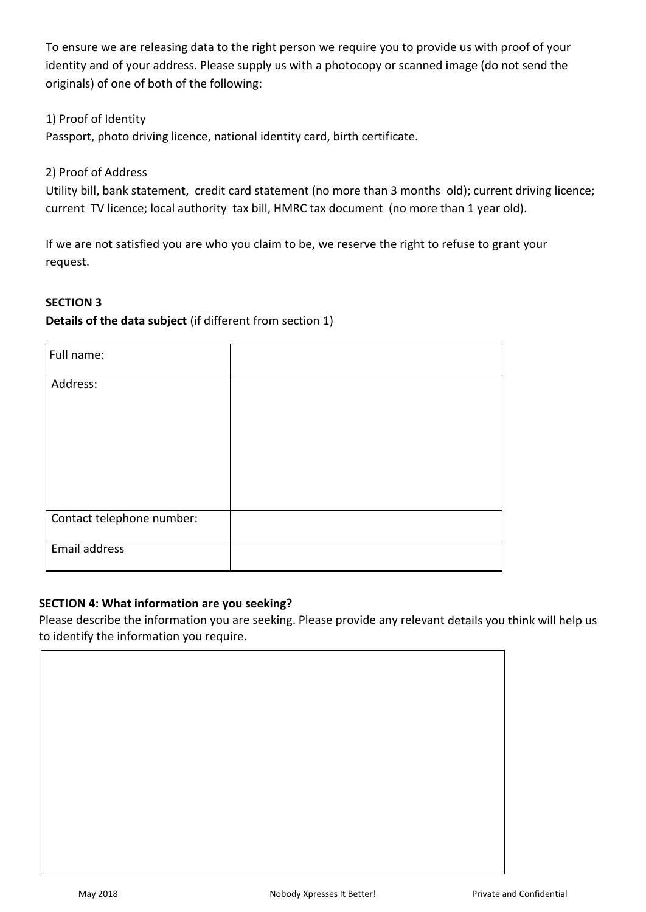To ensure we are releasing data to the right person we require you to provide us with proof of your identity and of your address. Please supply us with a photocopy or scanned image (do not send the originals) of one of both of the following:

1) Proof of Identity
Passport, photo driving licence, national identity card, birth certificate.

2) Proof of Address
Utility bill, bank statement, credit card statement (no more than 3 months old); current driving licence; current TV licence; local authority tax bill, HMRC tax document (no more than 1 year old).

If we are not satisfied you are who you claim to be, we reserve the right to refuse to grant your request.

**SECTION 3**

**Details of the data subject** (if different from section 1)

| Full name: | |
|---|---|
| Address: | |
| Contact telephone number: | |
| Email address | |

**SECTION 4: What information are you seeking?**

Please describe the information you are seeking. Please provide any relevant details you think will help us to identify the information you require.

| |
|---|
| |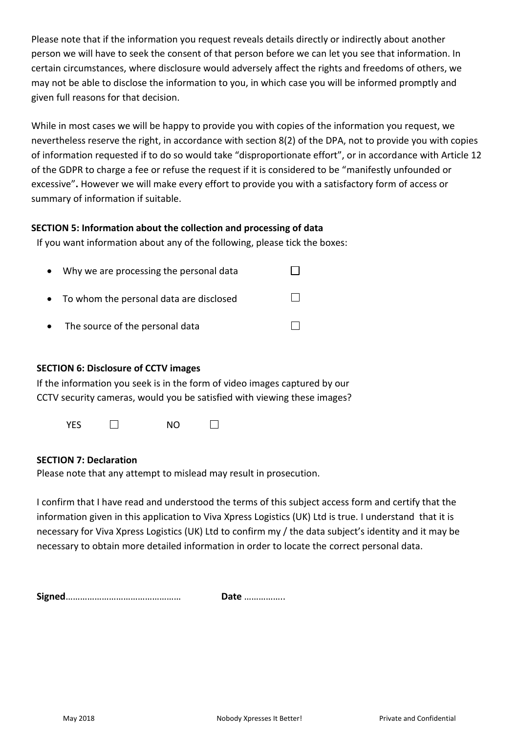Please note that if the information you request reveals details directly or indirectly about another person we will have to seek the consent of that person before we can let you see that information. In certain circumstances, where disclosure would adversely affect the rights and freedoms of others, we may not be able to disclose the information to you, in which case you will be informed promptly and given full reasons for that decision.

While in most cases we will be happy to provide you with copies of the information you request, we nevertheless reserve the right, in accordance with section 8(2) of the DPA, not to provide you with copies of information requested if to do so would take "disproportionate effort", or in accordance with Article 12 of the GDPR to charge a fee or refuse the request if it is considered to be "manifestly unfounded or excessive"**.** However we will make every effort to provide you with a satisfactory form of access or summary of information if suitable.

**SECTION 5: Information about the collection and processing of data**

If you want information about any of the following, please tick the boxes:

- Why we are processing the personal data ☐
- To whom the personal data are disclosed ☐
- The source of the personal data ☐

**SECTION 6: Disclosure of CCTV images**

If the information you seek is in the form of video images captured by our CCTV security cameras, would you be satisfied with viewing these images?

YES ☐ NO ☐

**SECTION 7: Declaration**

Please note that any attempt to mislead may result in prosecution.

I confirm that I have read and understood the terms of this subject access form and certify that the information given in this application to Viva Xpress Logistics (UK) Ltd is true. I understand that it is necessary for Viva Xpress Logistics (UK) Ltd to confirm my / the data subject's identity and it may be necessary to obtain more detailed information in order to locate the correct personal data.

**Signed**………………………………………… **Date** ……………..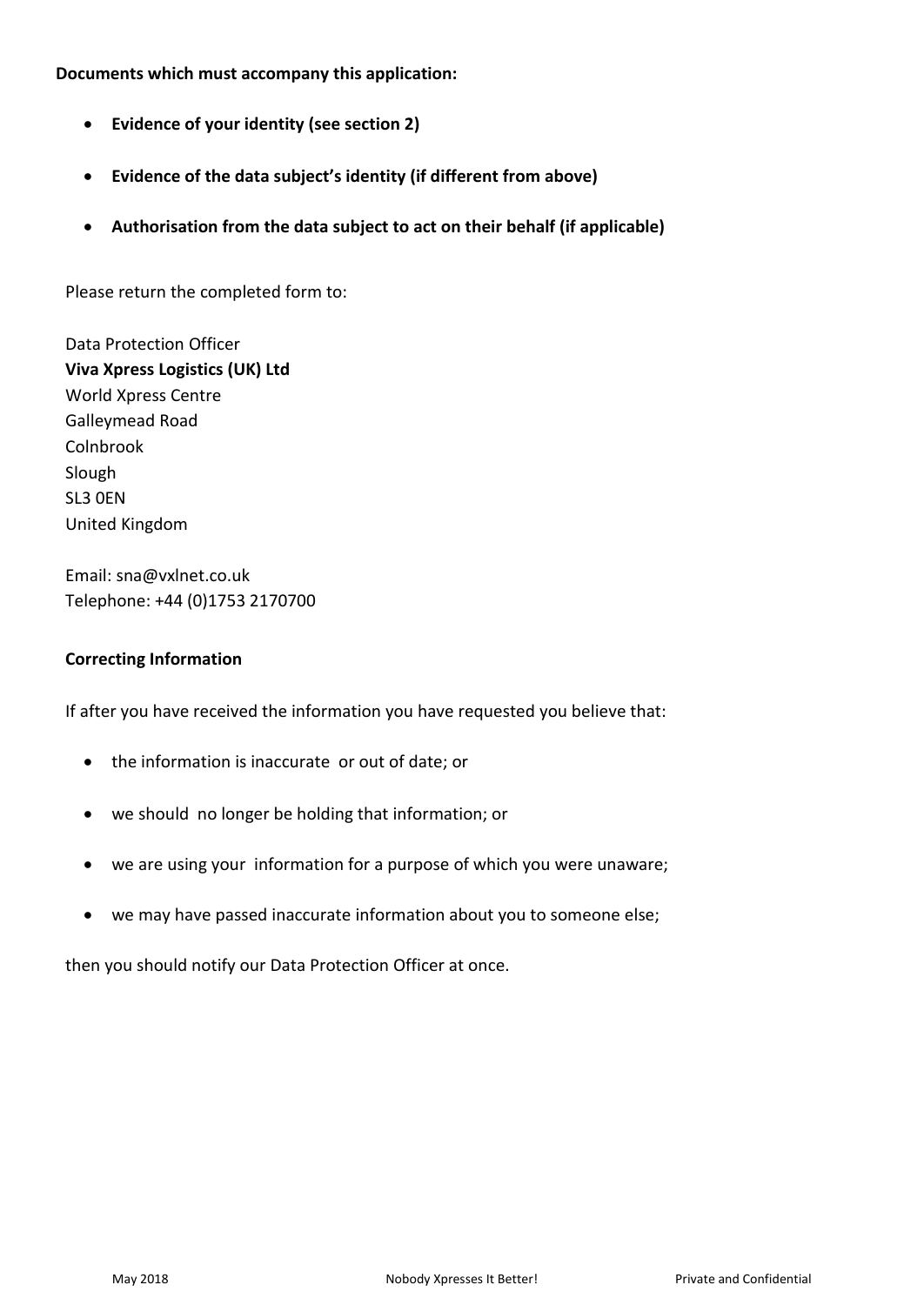**Documents which must accompany this application:**

- **Evidence of your identity (see section 2)**
- **Evidence of the data subject's identity (if different from above)**
- **Authorisation from the data subject to act on their behalf (if applicable)**

Please return the completed form to:

Data Protection Officer
**Viva Xpress Logistics (UK) Ltd**
World Xpress Centre
Galleymead Road
Colnbrook
Slough
SL3 0EN
United Kingdom

Email: sna@vxlnet.co.uk
Telephone: +44 (0)1753 2170700

**Correcting Information**

If after you have received the information you have requested you believe that:

- the information is inaccurate or out of date; or
- we should no longer be holding that information; or
- we are using your information for a purpose of which you were unaware;
- we may have passed inaccurate information about you to someone else;

then you should notify our Data Protection Officer at once.